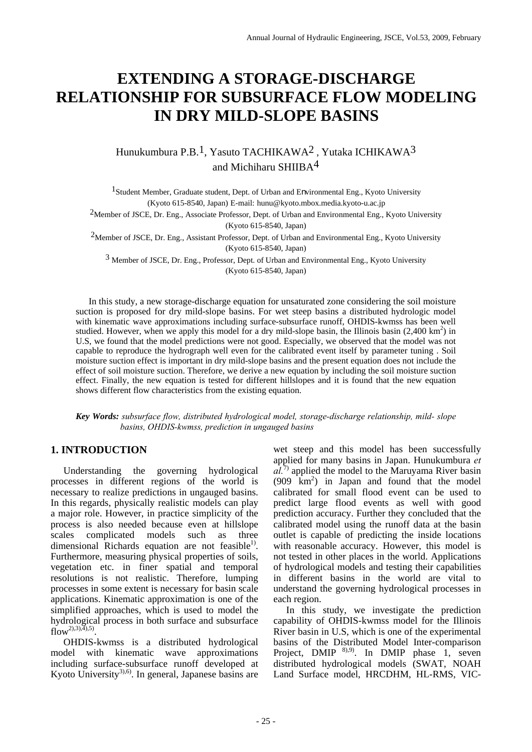# EXTENDING A STORAGE-DISCHARGE RELATIONSHIP FOR SUBSURFACE FLOW MODELING IN DRY MILD-SLOPE BASINS

Hunukumbura P.B.[1], Yasuto TACHIKAWA[2] , Yutaka ICHIKAWA[3] and Michiharu SHIIBA[4]

[1]Student Member, Graduate student, Dept. of Urban and Environmental Eng., Kyoto University (Kyoto 615-8540, Japan) E-mail: hunu@kyoto.mbox.media.kyoto-u.ac.jp

[2]Member of JSCE, Dr. Eng., Associate Professor, Dept. of Urban and Environmental Eng., Kyoto University (Kyoto 615-8540, Japan)

[2]Member of JSCE, Dr. Eng., Assistant Professor, Dept. of Urban and Environmental Eng., Kyoto University (Kyoto 615-8540, Japan)

[3] Member of JSCE, Dr. Eng., Professor, Dept. of Urban and Environmental Eng., Kyoto University (Kyoto 615-8540, Japan)

In this study, a new storage-discharge equation for unsaturated zone considering the soil moisture suction is proposed for dry mild-slope basins. For wet steep basins a distributed hydrologic model with kinematic wave approximations including surface-subsurface runoff, OHDIS-kwmss has been well studied. However, when we apply this model for a dry mild-slope basin, the Illinois basin (2,400 km$^2$) in U.S, we found that the model predictions were not good. Especially, we observed that the model was not capable to reproduce the hydrograph well even for the calibrated event itself by parameter tuning . Soil moisture suction effect is important in dry mild-slope basins and the present equation does not include the effect of soil moisture suction. Therefore, we derive a new equation by including the soil moisture suction effect. Finally, the new equation is tested for different hillslopes and it is found that the new equation shows different flow characteristics from the existing equation.

***Key Words:*** *subsurface flow, distributed hydrological model, storage-discharge relationship, mild- slope basins, OHDIS-kwmss, prediction in ungauged basins*

## 1. INTRODUCTION

Understanding the governing hydrological processes in different regions of the world is necessary to realize predictions in ungauged basins. In this regards, physically realistic models can play a major role. However, in practice simplicity of the process is also needed because even at hillslope scales complicated models such as three dimensional Richards equation are not feasible[1]. Furthermore, measuring physical properties of soils, vegetation etc. in finer spatial and temporal resolutions is not realistic. Therefore, lumping processes in some extent is necessary for basin scale applications. Kinematic approximation is one of the simplified approaches, which is used to model the hydrological process in both surface and subsurface flow[2),3),4),5)].

OHDIS-kwmss is a distributed hydrological model with kinematic wave approximations including surface-subsurface runoff developed at Kyoto University[3),6)]. In general, Japanese basins are wet steep and this model has been successfully applied for many basins in Japan. Hunukumbura *et al.*[7)] applied the model to the Maruyama River basin (909 km$^2$) in Japan and found that the model calibrated for small flood event can be used to predict large flood events as well with good prediction accuracy. Further they concluded that the calibrated model using the runoff data at the basin outlet is capable of predicting the inside locations with reasonable accuracy. However, this model is not tested in other places in the world. Applications of hydrological models and testing their capabilities in different basins in the world are vital to understand the governing hydrological processes in each region.

In this study, we investigate the prediction capability of OHDIS-kwmss model for the Illinois River basin in U.S, which is one of the experimental basins of the Distributed Model Inter-comparison Project, DMIP [8),9)]. In DMIP phase 1, seven distributed hydrological models (SWAT, NOAH Land Surface model, HRCDHM, HL-RMS, VIC-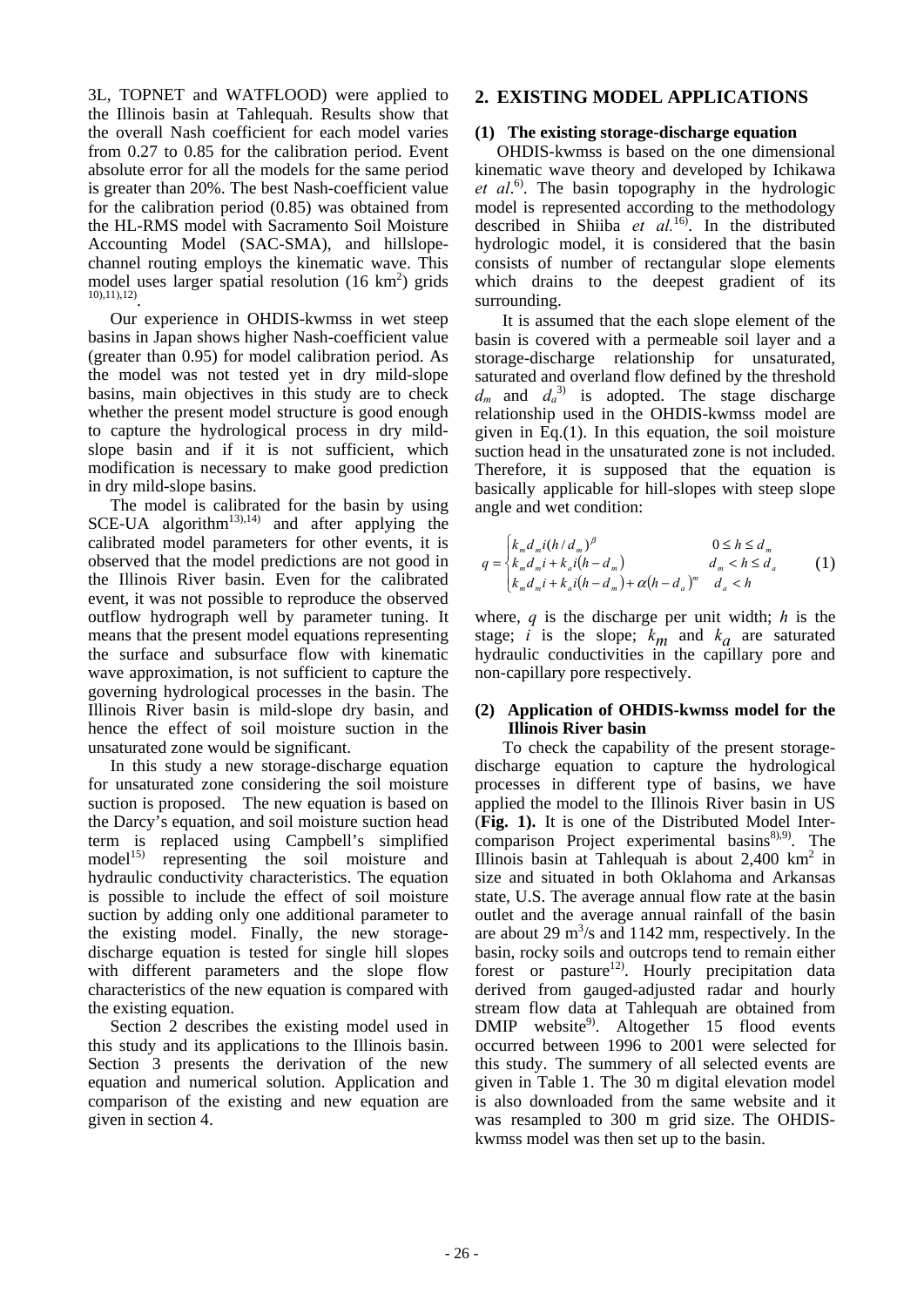3L, TOPNET and WATFLOOD) were applied to the Illinois basin at Tahlequah. Results show that the overall Nash coefficient for each model varies from 0.27 to 0.85 for the calibration period. Event absolute error for all the models for the same period is greater than 20%. The best Nash-coefficient value for the calibration period (0.85) was obtained from the HL-RMS model with Sacramento Soil Moisture Accounting Model (SAC-SMA), and hillslope-channel routing employs the kinematic wave. This model uses larger spatial resolution (16 km$^2$) grids [10),11),12)].

Our experience in OHDIS-kwmss in wet steep basins in Japan shows higher Nash-coefficient value (greater than 0.95) for model calibration period. As the model was not tested yet in dry mild-slope basins, main objectives in this study are to check whether the present model structure is good enough to capture the hydrological process in dry mild-slope basin and if it is not sufficient, which modification is necessary to make good prediction in dry mild-slope basins.

The model is calibrated for the basin by using SCE-UA algorithm[13),14)] and after applying the calibrated model parameters for other events, it is observed that the model predictions are not good in the Illinois River basin. Even for the calibrated event, it was not possible to reproduce the observed outflow hydrograph well by parameter tuning. It means that the present model equations representing the surface and subsurface flow with kinematic wave approximation, is not sufficient to capture the governing hydrological processes in the basin. The Illinois River basin is mild-slope dry basin, and hence the effect of soil moisture suction in the unsaturated zone would be significant.

In this study a new storage-discharge equation for unsaturated zone considering the soil moisture suction is proposed. The new equation is based on the Darcy's equation, and soil moisture suction head term is replaced using Campbell's simplified model[15)] representing the soil moisture and hydraulic conductivity characteristics. The equation is possible to include the effect of soil moisture suction by adding only one additional parameter to the existing model. Finally, the new storage-discharge equation is tested for single hill slopes with different parameters and the slope flow characteristics of the new equation is compared with the existing equation.

Section 2 describes the existing model used in this study and its applications to the Illinois basin. Section 3 presents the derivation of the new equation and numerical solution. Application and comparison of the existing and new equation are given in section 4.

## 2. EXISTING MODEL APPLICATIONS

### (1) The existing storage-discharge equation

OHDIS-kwmss is based on the one dimensional kinematic wave theory and developed by Ichikawa *et al*.[6)]. The basin topography in the hydrologic model is represented according to the methodology described in Shiiba *et al.*[16)]. In the distributed hydrologic model, it is considered that the basin consists of number of rectangular slope elements which drains to the deepest gradient of its surrounding.

It is assumed that the each slope element of the basin is covered with a permeable soil layer and a storage-discharge relationship for unsaturated, saturated and overland flow defined by the threshold $d_m$ and $d_a$[3)] is adopted. The stage discharge relationship used in the OHDIS-kwmss model are given in Eq.(1). In this equation, the soil moisture suction head in the unsaturated zone is not included. Therefore, it is supposed that the equation is basically applicable for hill-slopes with steep slope angle and wet condition:

$$q = \begin{cases} k_m d_m i (h/d_m)^{\beta} & 0 \le h \le d_m \\ k_m d_m i + k_a i (h - d_m) & d_m < h \le d_a \\ k_m d_m i + k_a i (h - d_m) + \alpha (h - d_a)^m & d_a < h \end{cases} \tag{1}$$

where, $q$ is the discharge per unit width; $h$ is the stage; $i$ is the slope; $k_m$ and $k_a$ are saturated hydraulic conductivities in the capillary pore and non-capillary pore respectively.

### (2) Application of OHDIS-kwmss model for the Illinois River basin

To check the capability of the present storage-discharge equation to capture the hydrological processes in different type of basins, we have applied the model to the Illinois River basin in US (**Fig. 1).** It is one of the Distributed Model Inter-comparison Project experimental basins[8),9)]. The Illinois basin at Tahlequah is about 2,400 km$^2$ in size and situated in both Oklahoma and Arkansas state, U.S. The average annual flow rate at the basin outlet and the average annual rainfall of the basin are about 29 m$^3$/s and 1142 mm, respectively. In the basin, rocky soils and outcrops tend to remain either forest or pasture[12)]. Hourly precipitation data derived from gauged-adjusted radar and hourly stream flow data at Tahlequah are obtained from DMIP website[9)]. Altogether 15 flood events occurred between 1996 to 2001 were selected for this study. The summery of all selected events are given in Table 1. The 30 m digital elevation model is also downloaded from the same website and it was resampled to 300 m grid size. The OHDIS-kwmss model was then set up to the basin.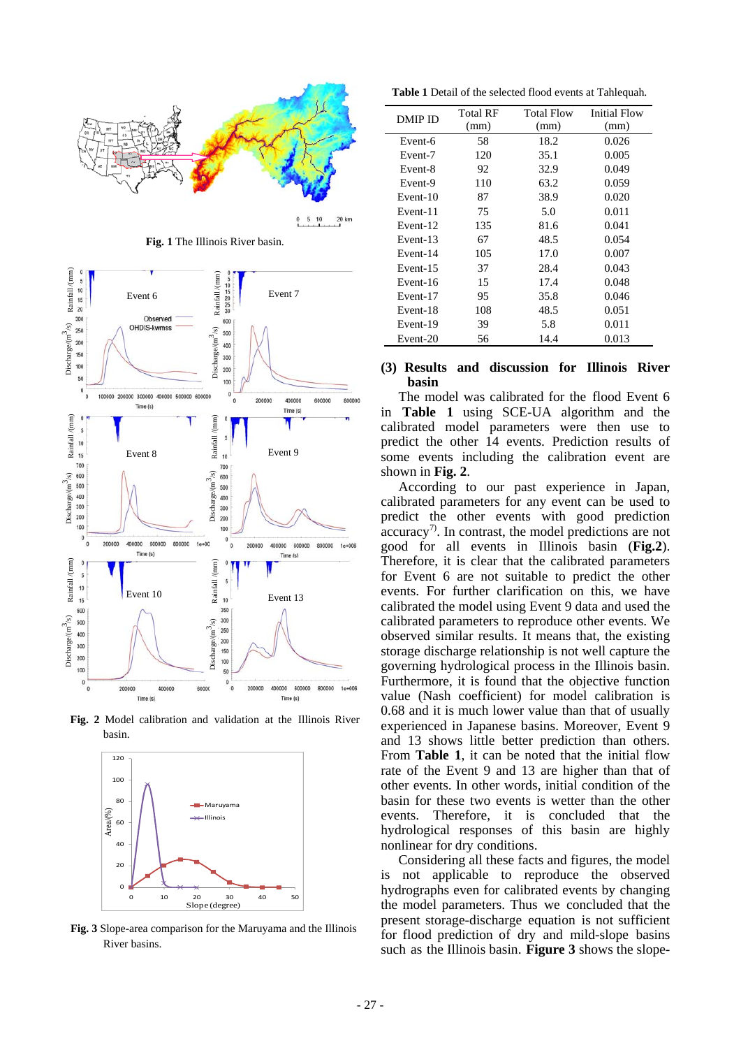**Fig. 1** The Illinois River basin.

**Fig. 2** Model calibration and validation at the Illinois River basin.

**Fig. 3** Slope-area comparison for the Maruyama and the Illinois River basins.

**Table 1** Detail of the selected flood events at Tahlequah.

| DMIP ID | Total RF (mm) | Total Flow (mm) | Initial Flow (mm) |
|---|---|---|---|
| Event-6 | 58 | 18.2 | 0.026 |
| Event-7 | 120 | 35.1 | 0.005 |
| Event-8 | 92 | 32.9 | 0.049 |
| Event-9 | 110 | 63.2 | 0.059 |
| Event-10 | 87 | 38.9 | 0.020 |
| Event-11 | 75 | 5.0 | 0.011 |
| Event-12 | 135 | 81.6 | 0.041 |
| Event-13 | 67 | 48.5 | 0.054 |
| Event-14 | 105 | 17.0 | 0.007 |
| Event-15 | 37 | 28.4 | 0.043 |
| Event-16 | 15 | 17.4 | 0.048 |
| Event-17 | 95 | 35.8 | 0.046 |
| Event-18 | 108 | 48.5 | 0.051 |
| Event-19 | 39 | 5.8 | 0.011 |
| Event-20 | 56 | 14.4 | 0.013 |

### (3) Results and discussion for Illinois River basin

The model was calibrated for the flood Event 6 in **Table 1** using SCE-UA algorithm and the calibrated model parameters were then use to predict the other 14 events. Prediction results of some events including the calibration event are shown in **Fig. 2**.

According to our past experience in Japan, calibrated parameters for any event can be used to predict the other events with good prediction accuracy[7]. In contrast, the model predictions are not good for all events in Illinois basin (**Fig.2**). Therefore, it is clear that the calibrated parameters for Event 6 are not suitable to predict the other events. For further clarification on this, we have calibrated the model using Event 9 data and used the calibrated parameters to reproduce other events. We observed similar results. It means that, the existing storage discharge relationship is not well capture the governing hydrological process in the Illinois basin. Furthermore, it is found that the objective function value (Nash coefficient) for model calibration is 0.68 and it is much lower value than that of usually experienced in Japanese basins. Moreover, Event 9 and 13 shows little better prediction than others. From **Table 1**, it can be noted that the initial flow rate of the Event 9 and 13 are higher than that of other events. In other words, initial condition of the basin for these two events is wetter than the other events. Therefore, it is concluded that the hydrological responses of this basin are highly nonlinear for dry conditions.

Considering all these facts and figures, the model is not applicable to reproduce the observed hydrographs even for calibrated events by changing the model parameters. Thus we concluded that the present storage-discharge equation is not sufficient for flood prediction of dry and mild-slope basins such as the Illinois basin. **Figure 3** shows the slope-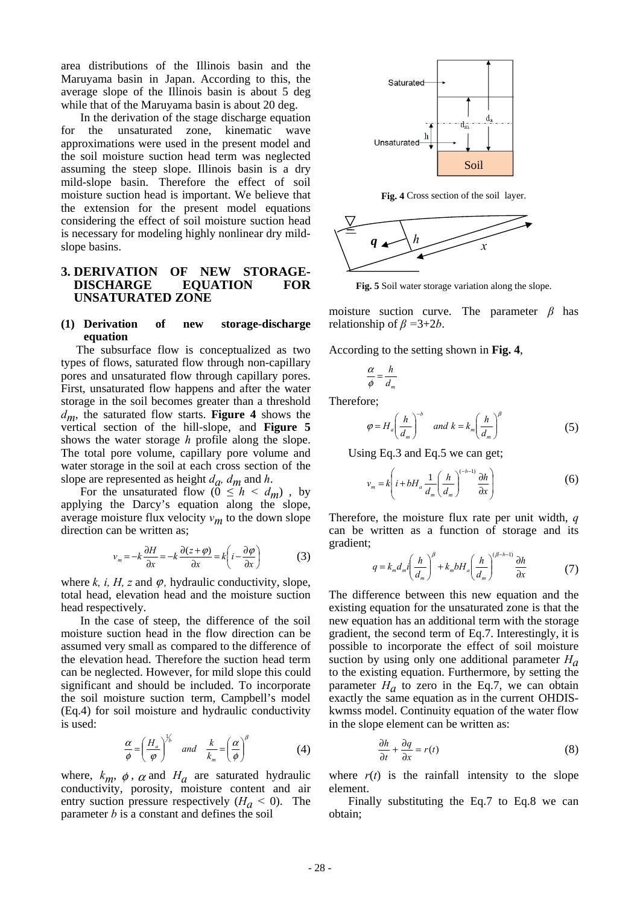area distributions of the Illinois basin and the Maruyama basin in Japan. According to this, the average slope of the Illinois basin is about 5 deg while that of the Maruyama basin is about 20 deg.

In the derivation of the stage discharge equation for the unsaturated zone, kinematic wave approximations were used in the present model and the soil moisture suction head term was neglected assuming the steep slope. Illinois basin is a dry mild-slope basin. Therefore the effect of soil moisture suction head is important. We believe that the extension for the present model equations considering the effect of soil moisture suction head is necessary for modeling highly nonlinear dry mild-slope basins.

## 3. DERIVATION OF NEW STORAGE-DISCHARGE EQUATION FOR UNSATURATED ZONE

### (1) Derivation of new storage-discharge equation

The subsurface flow is conceptualized as two types of flows, saturated flow through non-capillary pores and unsaturated flow through capillary pores. First, unsaturated flow happens and after the water storage in the soil becomes greater than a threshold $d_m$, the saturated flow starts. **Figure 4** shows the vertical section of the hill-slope, and **Figure 5** shows the water storage $h$ profile along the slope. The total pore volume, capillary pore volume and water storage in the soil at each cross section of the slope are represented as height $d_a$, $d_m$ and $h$.

For the unsaturated flow ($0 \leq h < d_m$), by applying the Darcy's equation along the slope, average moisture flux velocity $v_m$ to the down slope direction can be written as;

$$v_m = -k\frac{\partial H}{\partial x} = -k\frac{\partial (z+\varphi)}{\partial x} = k\left(i - \frac{\partial \varphi}{\partial x}\right) \tag{3}$$

where $k$, $i$, $H$, $z$ and $\varphi$, hydraulic conductivity, slope, total head, elevation head and the moisture suction head respectively.

In the case of steep, the difference of the soil moisture suction head in the flow direction can be assumed very small as compared to the difference of the elevation head. Therefore the suction head term can be neglected. However, for mild slope this could significant and should be included. To incorporate the soil moisture suction term, Campbell's model (Eq.4) for soil moisture and hydraulic conductivity is used:

$$\frac{\alpha}{\phi} = \left(\frac{H_a}{\varphi}\right)^{1/b} \quad and \quad \frac{k}{k_m} = \left(\frac{\alpha}{\phi}\right)^{\beta} \tag{4}$$

where, $k_m$, $\phi$, $\alpha$ and $H_a$ are saturated hydraulic conductivity, porosity, moisture content and air entry suction pressure respectively ($H_a < 0$). The parameter $b$ is a constant and defines the soil moisture suction curve. The parameter $\beta$ has relationship of $\beta = 3+2b$.

Fig. 4 Cross section of the soil layer.

Fig. 5 Soil water storage variation along the slope.

According to the setting shown in **Fig. 4**,

$$\frac{\alpha}{\phi} = \frac{h}{d_m}$$

Therefore;

$$\varphi = H_a\left(\frac{h}{d_m}\right)^{-b} \quad and \quad k = k_m\left(\frac{h}{d_m}\right)^{\beta} \tag{5}$$

Using Eq.3 and Eq.5 we can get;

$$v_m = k\left(i + bH_a\frac{1}{d_m}\left(\frac{h}{d_m}\right)^{(-b-1)}\frac{\partial h}{\partial x}\right) \tag{6}$$

Therefore, the moisture flux rate per unit width, $q$ can be written as a function of storage and its gradient;

$$q = k_m d_m i\left(\frac{h}{d_m}\right)^{\beta} + k_m bH_a\left(\frac{h}{d_m}\right)^{(\beta-b-1)}\frac{\partial h}{\partial x} \tag{7}$$

The difference between this new equation and the existing equation for the unsaturated zone is that the new equation has an additional term with the storage gradient, the second term of Eq.7. Interestingly, it is possible to incorporate the effect of soil moisture suction by using only one additional parameter $H_a$ to the existing equation. Furthermore, by setting the parameter $H_a$ to zero in the Eq.7, we can obtain exactly the same equation as in the current OHDIS-kwmss model. Continuity equation of the water flow in the slope element can be written as:

$$\frac{\partial h}{\partial t} + \frac{\partial q}{\partial x} = r(t) \tag{8}$$

where $r(t)$ is the rainfall intensity to the slope element.

Finally substituting the Eq.7 to Eq.8 we can obtain;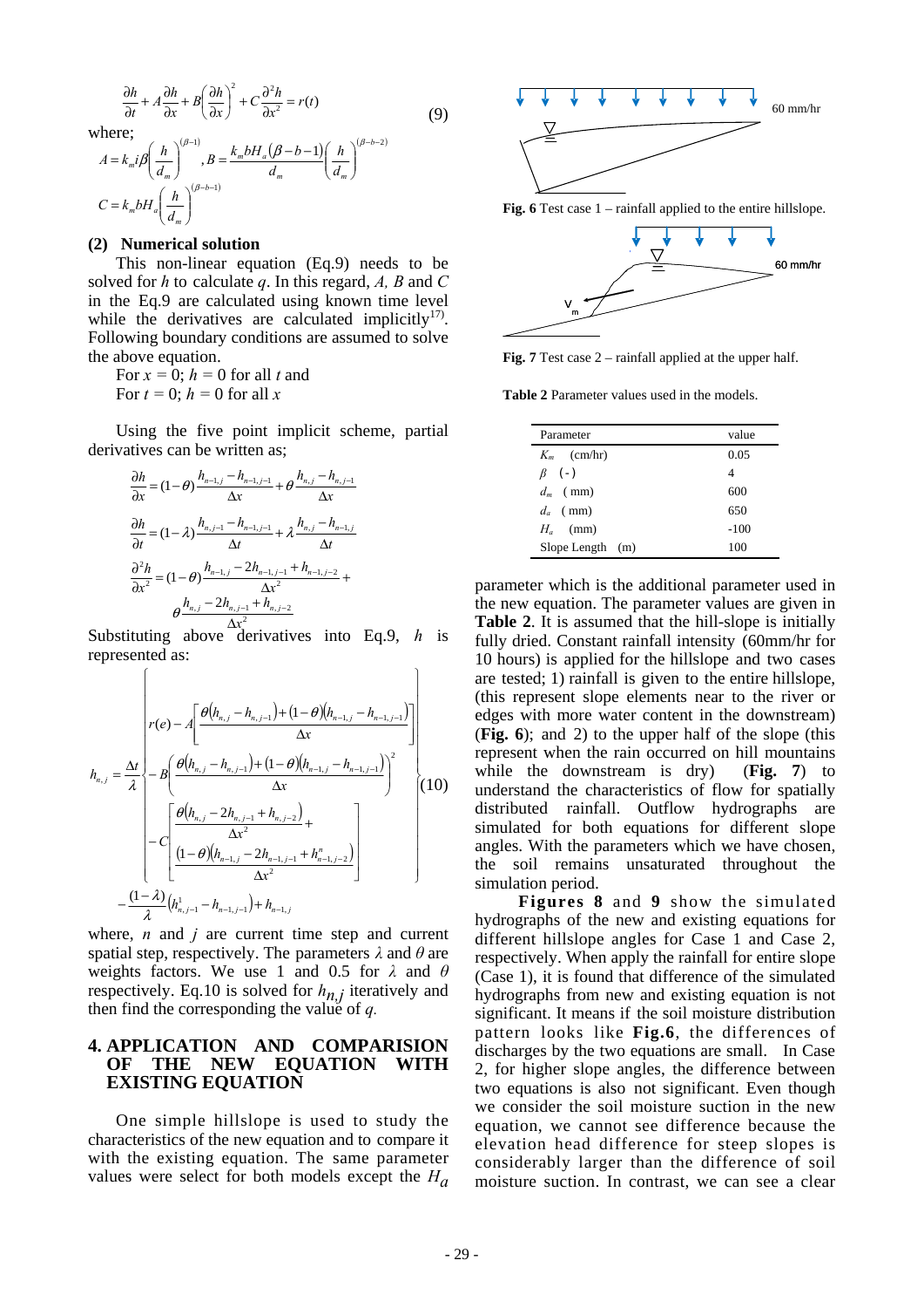$$\frac{\partial h}{\partial t}+A\frac{\partial h}{\partial x}+B\left(\frac{\partial h}{\partial x}\right)^2+C\frac{\partial^2 h}{\partial x^2}=r(t) \tag{9}$$

where;

$$A=k_m i\beta\left(\frac{h}{d_m}\right)^{(\beta-1)},\ B=\frac{k_m bH_a(\beta-b-1)}{d_m}\left(\frac{h}{d_m}\right)^{(\beta-b-2)}$$

$$C=k_m bH_a\left(\frac{h}{d_m}\right)^{(\beta-b-1)}$$

### (2) Numerical solution

This non-linear equation (Eq.9) needs to be solved for $h$ to calculate $q$. In this regard, $A$, $B$ and $C$ in the Eq.9 are calculated using known time level while the derivatives are calculated implicitly[17]. Following boundary conditions are assumed to solve the above equation.

For $x = 0$; $h = 0$ for all $t$ and
For $t = 0$; $h = 0$ for all $x$

Using the five point implicit scheme, partial derivatives can be written as;

$$\frac{\partial h}{\partial x}=(1-\theta)\frac{h_{n-1,j}-h_{n-1,j-1}}{\Delta x}+\theta\frac{h_{n,j}-h_{n,j-1}}{\Delta x}$$

$$\frac{\partial h}{\partial t}=(1-\lambda)\frac{h_{n,j-1}-h_{n-1,j-1}}{\Delta t}+\lambda\frac{h_{n,j}-h_{n-1,j}}{\Delta t}$$

$$\frac{\partial^2 h}{\partial x^2}=(1-\theta)\frac{h_{n-1,j}-2h_{n-1,j-1}+h_{n-1,j-2}}{\Delta x^2}+\theta\frac{h_{n,j}-2h_{n,j-1}+h_{n,j-2}}{\Delta x^2}$$

Substituting above derivatives into Eq.9, $h$ is represented as:

$$h_{n,j}=\frac{\Delta t}{\lambda}\left\{\begin{aligned}&r(e)-A\left[\frac{\theta\left(h_{n,j}-h_{n,j-1}\right)+(1-\theta)\left(h_{n-1,j}-h_{n-1,j-1}\right)}{\Delta x}\right]\\&-B\left(\frac{\theta\left(h_{n,j}-h_{n,j-1}\right)+(1-\theta)\left(h_{n-1,j}-h_{n-1,j-1}\right)}{\Delta x}\right)^2\\&-C\left[\frac{\theta\left(h_{n,j}-2h_{n,j-1}+h_{n,j-2}\right)}{\Delta x^2}+\frac{(1-\theta)\left(h_{n-1,j}-2h_{n-1,j-1}+h^{n}_{n-1,j-2}\right)}{\Delta x^2}\right]\end{aligned}\right\}-\frac{(1-\lambda)}{\lambda}\left(h^{1}_{n,j-1}-h_{n-1,j-1}\right)+h_{n-1,j} \tag{10}$$

where, $n$ and $j$ are current time step and current spatial step, respectively. The parameters $\lambda$ and $\theta$ are weights factors. We use 1 and 0.5 for $\lambda$ and $\theta$ respectively. Eq.10 is solved for $h_{n,j}$ iteratively and then find the corresponding the value of $q$.

## 4. APPLICATION AND COMPARISION OF THE NEW EQUATION WITH EXISTING EQUATION

One simple hillslope is used to study the characteristics of the new equation and to compare it with the existing equation. The same parameter values were select for both models except the $H_a$ parameter which is the additional parameter used in the new equation. The parameter values are given in **Table 2**. It is assumed that the hill-slope is initially fully dried. Constant rainfall intensity (60mm/hr for 10 hours) is applied for the hillslope and two cases are tested; 1) rainfall is given to the entire hillslope, (this represent slope elements near to the river or edges with more water content in the downstream) (**Fig. 6**); and 2) to the upper half of the slope (this represent when the rain occurred on hill mountains while the downstream is dry) (**Fig. 7**) to understand the characteristics of flow for spatially distributed rainfall. Outflow hydrographs are simulated for both equations for different slope angles. With the parameters which we have chosen, the soil remains unsaturated throughout the simulation period.

**Fig. 6** Test case 1 – rainfall applied to the entire hillslope.

**Fig. 7** Test case 2 – rainfall applied at the upper half.

**Table 2** Parameter values used in the models.

| Parameter | value |
|---|---|
| $K_m$ (cm/hr) | 0.05 |
| $\beta$ (-) | 4 |
| $d_m$ ( mm) | 600 |
| $d_a$ ( mm) | 650 |
| $H_a$ (mm) | -100 |
| Slope Length (m) | 100 |

**Figures 8** and **9** show the simulated hydrographs of the new and existing equations for different hillslope angles for Case 1 and Case 2, respectively. When apply the rainfall for entire slope (Case 1), it is found that difference of the simulated hydrographs from new and existing equation is not significant. It means if the soil moisture distribution pattern looks like **Fig.6**, the differences of discharges by the two equations are small. In Case 2, for higher slope angles, the difference between two equations is also not significant. Even though we consider the soil moisture suction in the new equation, we cannot see difference because the elevation head difference for steep slopes is considerably larger than the difference of soil moisture suction. In contrast, we can see a clear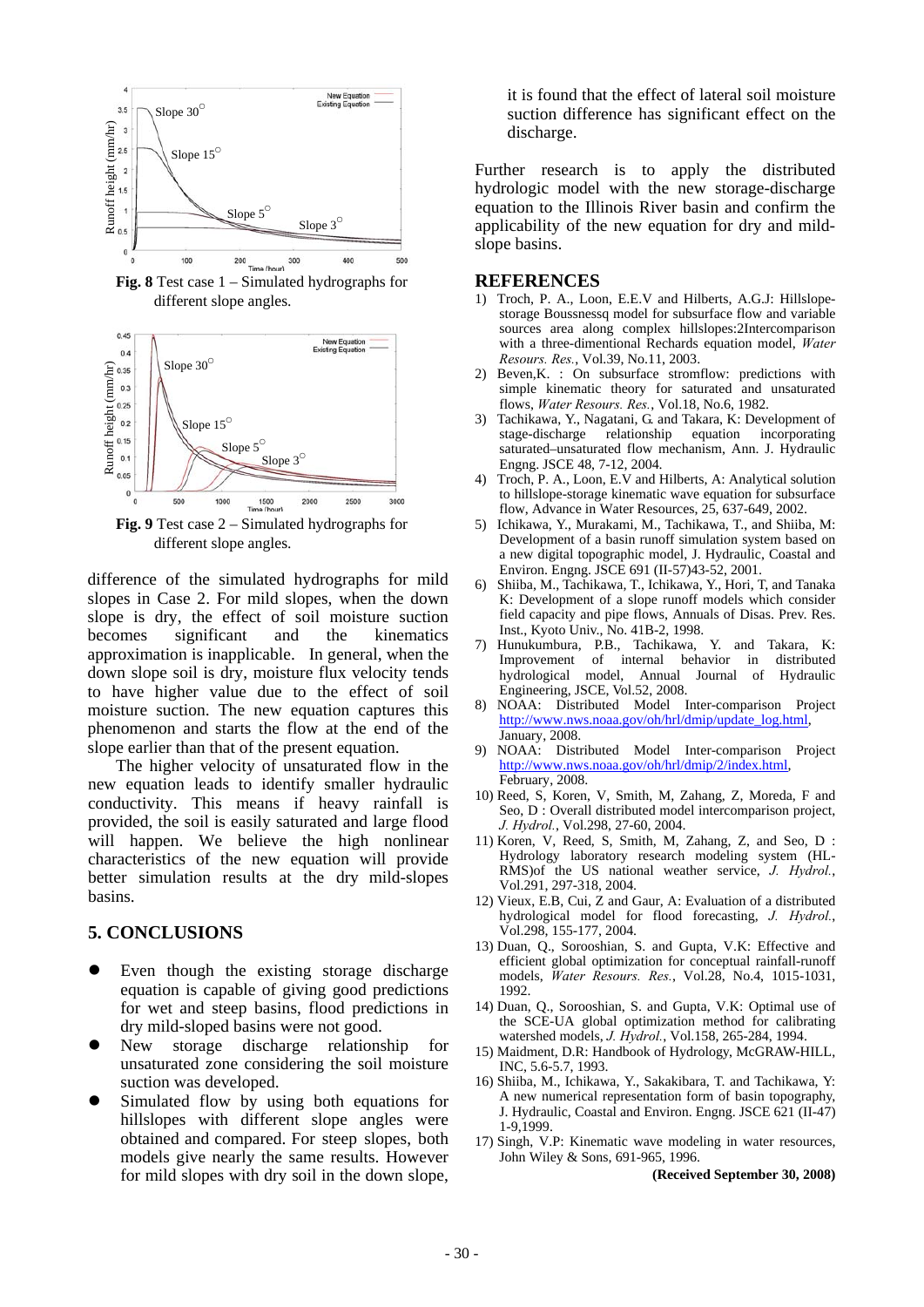4
3.5
3
2.5
2
1.5
1
0.5
0
Runoff height (mm/hr)
0 100 200 300 400 500
Time (hour)
Slope 30°
Slope 15°
Slope 5°
Slope 3°
New Equation
Existing Equation

**Fig. 8** Test case 1 – Simulated hydrographs for different slope angles.

0.45
0.4
0.35
0.3
0.25
0.2
0.15
0.1
0.05
0
Runoff height (mm/hr)
0 500 1000 1500 2000 2500 3000
Time (hour)
Slope 30°
Slope 15°
Slope 5°
Slope 3°
New Equation
Existing Equation

**Fig. 9** Test case 2 – Simulated hydrographs for different slope angles.

difference of the simulated hydrographs for mild slopes in Case 2. For mild slopes, when the down slope is dry, the effect of soil moisture suction becomes significant and the kinematics approximation is inapplicable. In general, when the down slope soil is dry, moisture flux velocity tends to have higher value due to the effect of soil moisture suction. The new equation captures this phenomenon and starts the flow at the end of the slope earlier than that of the present equation.

The higher velocity of unsaturated flow in the new equation leads to identify smaller hydraulic conductivity. This means if heavy rainfall is provided, the soil is easily saturated and large flood will happen. We believe the high nonlinear characteristics of the new equation will provide better simulation results at the dry mild-slopes basins.

## 5. CONCLUSIONS

- Even though the existing storage discharge equation is capable of giving good predictions for wet and steep basins, flood predictions in dry mild-sloped basins were not good.
- New storage discharge relationship for unsaturated zone considering the soil moisture suction was developed.
- Simulated flow by using both equations for hillslopes with different slope angles were obtained and compared. For steep slopes, both models give nearly the same results. However for mild slopes with dry soil in the down slope, it is found that the effect of lateral soil moisture suction difference has significant effect on the discharge.

Further research is to apply the distributed hydrologic model with the new storage-discharge equation to the Illinois River basin and confirm the applicability of the new equation for dry and mild-slope basins.

## REFERENCES

1) Troch, P. A., Loon, E.E.V and Hilberts, A.G.J: Hillslope-storage Boussnessq model for subsurface flow and variable sources area along complex hillslopes:2Intercomparison with a three-dimentional Rechards equation model, *Water Resours. Res.*, Vol.39, No.11, 2003.
2) Beven,K. : On subsurface stromflow: predictions with simple kinematic theory for saturated and unsaturated flows, *Water Resours. Res.*, Vol.18, No.6, 1982.
3) Tachikawa, Y., Nagatani, G. and Takara, K: Development of stage-discharge relationship equation incorporating saturated–unsaturated flow mechanism, Ann. J. Hydraulic Engng. JSCE 48, 7-12, 2004.
4) Troch, P. A., Loon, E.V and Hilberts, A: Analytical solution to hillslope-storage kinematic wave equation for subsurface flow, Advance in Water Resources, 25, 637-649, 2002.
5) Ichikawa, Y., Murakami, M., Tachikawa, T., and Shiiba, M: Development of a basin runoff simulation system based on a new digital topographic model, J. Hydraulic, Coastal and Environ. Engng. JSCE 691 (II-57)43-52, 2001.
6) Shiiba, M., Tachikawa, T., Ichikawa, Y., Hori, T, and Tanaka K: Development of a slope runoff models which consider field capacity and pipe flows, Annuals of Disas. Prev. Res. Inst., Kyoto Univ., No. 41B-2, 1998.
7) Hunukumbura, P.B., Tachikawa, Y. and Takara, K: Improvement of internal behavior in distributed hydrological model, Annual Journal of Hydraulic Engineering, JSCE, Vol.52, 2008.
8) NOAA: Distributed Model Inter-comparison Project http://www.nws.noaa.gov/oh/hrl/dmip/update_log.html, January, 2008.
9) NOAA: Distributed Model Inter-comparison Project http://www.nws.noaa.gov/oh/hrl/dmip/2/index.html, February, 2008.
10) Reed, S, Koren, V, Smith, M, Zahang, Z, Moreda, F and Seo, D : Overall distributed model intercomparison project, *J. Hydrol.*, Vol.298, 27-60, 2004.
11) Koren, V, Reed, S, Smith, M, Zahang, Z, and Seo, D : Hydrology laboratory research modeling system (HL-RMS)of the US national weather service, *J. Hydrol.*, Vol.291, 297-318, 2004.
12) Vieux, E.B, Cui, Z and Gaur, A: Evaluation of a distributed hydrological model for flood forecasting, *J. Hydrol.*, Vol.298, 155-177, 2004.
13) Duan, Q., Sorooshian, S. and Gupta, V.K: Effective and efficient global optimization for conceptual rainfall-runoff models, *Water Resours. Res.*, Vol.28, No.4, 1015-1031, 1992.
14) Duan, Q., Sorooshian, S. and Gupta, V.K: Optimal use of the SCE-UA global optimization method for calibrating watershed models, *J. Hydrol.*, Vol.158, 265-284, 1994.
15) Maidment, D.R: Handbook of Hydrology, McGRAW-HILL, INC, 5.6-5.7, 1993.
16) Shiiba, M., Ichikawa, Y., Sakakibara, T. and Tachikawa, Y: A new numerical representation form of basin topography, J. Hydraulic, Coastal and Environ. Engng. JSCE 621 (II-47) 1-9,1999.
17) Singh, V.P: Kinematic wave modeling in water resources, John Wiley & Sons, 691-965, 1996.

**(Received September 30, 2008)**